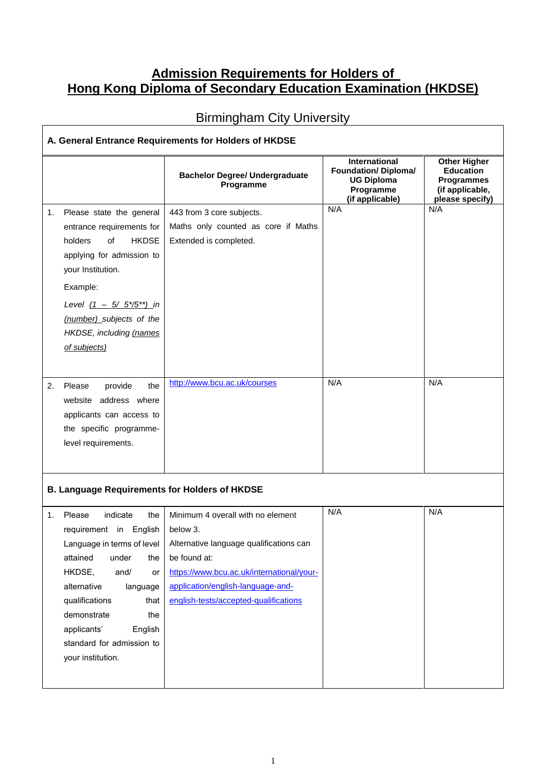# Admission Requirements for Holders of Hong Kong Diploma of Secondary Education Examination (HKDSE)

## Birmingham City University

### A. General Entrance Requirements for Holders of HKDSE

| | Bachelor Degree/ Undergraduate Programme | International Foundation/ Diploma/ UG Diploma Programme (if applicable) | Other Higher Education Programmes (if applicable, please specify) |
|---|---|---|---|
| 1. Please state the general entrance requirements for holders of HKDSE applying for admission to your Institution. Example: *Level (1 – 5/ 5*/5**) in (number) subjects of the HKDSE, including (names of subjects)* | 443 from 3 core subjects. Maths only counted as core if Maths Extended is completed. | N/A | N/A |
| 2. Please provide the website address where applicants can access to the specific programme-level requirements. | http://www.bcu.ac.uk/courses | N/A | N/A |

### B. Language Requirements for Holders of HKDSE

| | Bachelor Degree/ Undergraduate Programme | International Foundation/ Diploma/ UG Diploma Programme (if applicable) | Other Higher Education Programmes (if applicable, please specify) |
|---|---|---|---|
| 1. Please indicate the requirement in English Language in terms of level attained under the HKDSE, and/ or alternative language qualifications that demonstrate the applicants' English standard for admission to your institution. | Minimum 4 overall with no element below 3. Alternative language qualifications can be found at: https://www.bcu.ac.uk/international/your-application/english-language-and-english-tests/accepted-qualifications | N/A | N/A |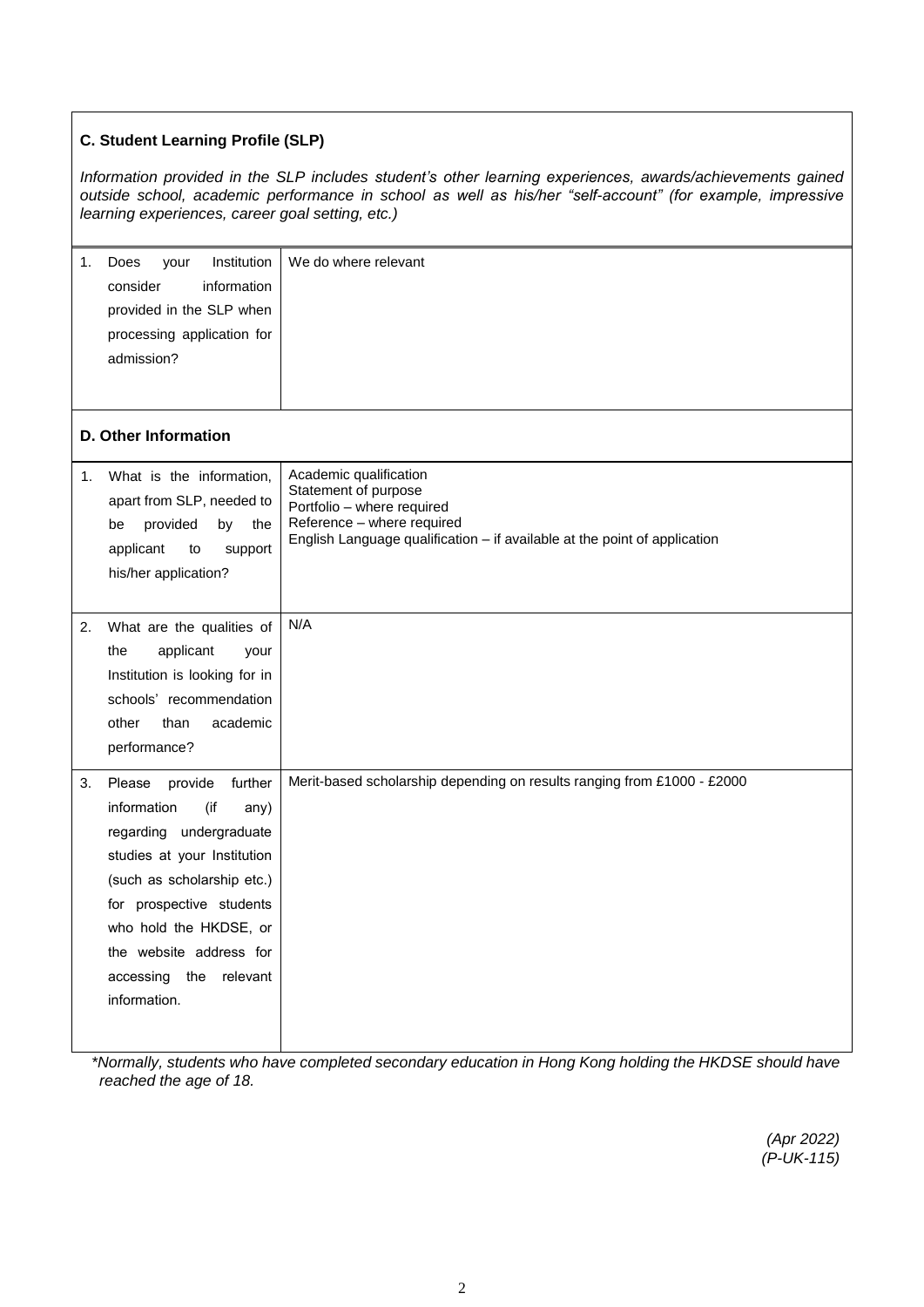## C. Student Learning Profile (SLP)

*Information provided in the SLP includes student's other learning experiences, awards/achievements gained outside school, academic performance in school as well as his/her "self-account" (for example, impressive learning experiences, career goal setting, etc.)*

| | |
|---|---|
| 1. Does your Institution consider information provided in the SLP when processing application for admission? | We do where relevant |

## D. Other Information

| | |
|---|---|
| 1. What is the information, apart from SLP, needed to be provided by the applicant to support his/her application? | Academic qualification<br>Statement of purpose<br>Portfolio – where required<br>Reference – where required<br>English Language qualification – if available at the point of application |
| 2. What are the qualities of the applicant your Institution is looking for in schools' recommendation other than academic performance? | N/A |
| 3. Please provide further information (if any) regarding undergraduate studies at your Institution (such as scholarship etc.) for prospective students who hold the HKDSE, or the website address for accessing the relevant information. | Merit-based scholarship depending on results ranging from £1000 - £2000 |

*\*Normally, students who have completed secondary education in Hong Kong holding the HKDSE should have reached the age of 18.*

*(Apr 2022)*
*(P-UK-115)*